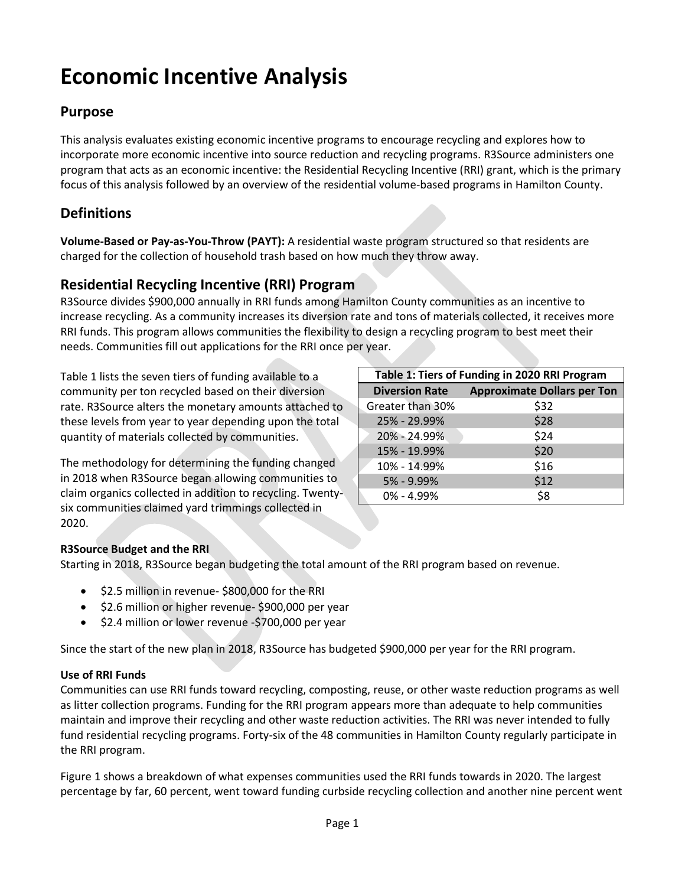# Economic Incentive Analysis

## Purpose

This analysis evaluates existing economic incentive programs to encourage recycling and explores how to incorporate more economic incentive into source reduction and recycling programs. R3Source administers one program that acts as an economic incentive: the Residential Recycling Incentive (RRI) grant, which is the primary focus of this analysis followed by an overview of the residential volume-based programs in Hamilton County.

## Definitions

**Volume-Based or Pay-as-You-Throw (PAYT):** A residential waste program structured so that residents are charged for the collection of household trash based on how much they throw away.

## Residential Recycling Incentive (RRI) Program

R3Source divides $900,000 annually in RRI funds among Hamilton County communities as an incentive to increase recycling. As a community increases its diversion rate and tons of materials collected, it receives more RRI funds. This program allows communities the flexibility to design a recycling program to best meet their needs. Communities fill out applications for the RRI once per year.

Table 1 lists the seven tiers of funding available to a community per ton recycled based on their diversion rate. R3Source alters the monetary amounts attached to these levels from year to year depending upon the total quantity of materials collected by communities.

| Table 1: Tiers of Funding in 2020 RRI Program | |
|---|---|
| **Diversion Rate** | **Approximate Dollars per Ton** |
| Greater than 30% | $32 |
| 25% - 29.99% | $28 |
| 20% - 24.99% | $24 |
| 15% - 19.99% | $20 |
| 10% - 14.99% | $16 |
| 5% - 9.99% | $12 |
| 0% - 4.99% | $8 |

The methodology for determining the funding changed in 2018 when R3Source began allowing communities to claim organics collected in addition to recycling. Twenty-six communities claimed yard trimmings collected in 2020.

### R3Source Budget and the RRI

Starting in 2018, R3Source began budgeting the total amount of the RRI program based on revenue.

- $2.5 million in revenue- $800,000 for the RRI
- $2.6 million or higher revenue- $900,000 per year
- $2.4 million or lower revenue -$700,000 per year

Since the start of the new plan in 2018, R3Source has budgeted $900,000 per year for the RRI program.

### Use of RRI Funds

Communities can use RRI funds toward recycling, composting, reuse, or other waste reduction programs as well as litter collection programs. Funding for the RRI program appears more than adequate to help communities maintain and improve their recycling and other waste reduction activities. The RRI was never intended to fully fund residential recycling programs. Forty-six of the 48 communities in Hamilton County regularly participate in the RRI program.

Figure 1 shows a breakdown of what expenses communities used the RRI funds towards in 2020. The largest percentage by far, 60 percent, went toward funding curbside recycling collection and another nine percent went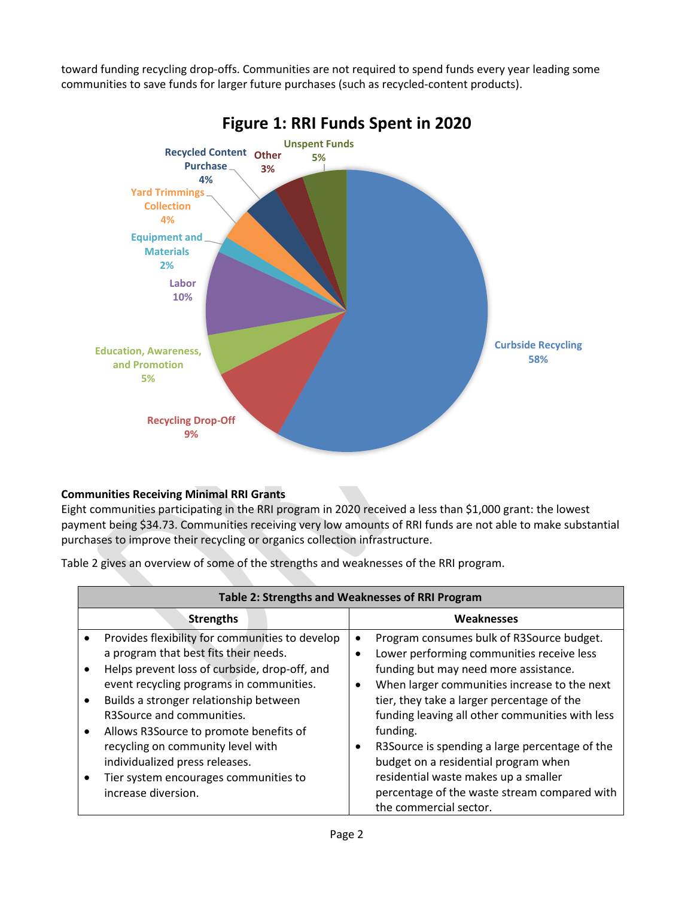toward funding recycling drop-offs. Communities are not required to spend funds every year leading some communities to save funds for larger future purchases (such as recycled-content products).

**Figure 1: RRI Funds Spent in 2020**

| Category | Percentage |
|---|---|
| Curbside Recycling | 58% |
| Recycling Drop-Off | 9% |
| Education, Awareness, and Promotion | 5% |
| Labor | 10% |
| Equipment and Materials | 2% |
| Yard Trimmings Collection | 4% |
| Recycled Content Purchase | 4% |
| Other | 3% |
| Unspent Funds | 5% |

**Communities Receiving Minimal RRI Grants**

Eight communities participating in the RRI program in 2020 received a less than $1,000 grant: the lowest payment being $34.73. Communities receiving very low amounts of RRI funds are not able to make substantial purchases to improve their recycling or organics collection infrastructure.

Table 2 gives an overview of some of the strengths and weaknesses of the RRI program.

**Table 2: Strengths and Weaknesses of RRI Program**

| Strengths | Weaknesses |
|---|---|
| • Provides flexibility for communities to develop a program that best fits their needs.<br>• Helps prevent loss of curbside, drop-off, and event recycling programs in communities.<br>• Builds a stronger relationship between R3Source and communities.<br>• Allows R3Source to promote benefits of recycling on community level with individualized press releases.<br>• Tier system encourages communities to increase diversion. | • Program consumes bulk of R3Source budget.<br>• Lower performing communities receive less funding but may need more assistance.<br>• When larger communities increase to the next tier, they take a larger percentage of the funding leaving all other communities with less funding.<br>• R3Source is spending a large percentage of the budget on a residential program when residential waste makes up a smaller percentage of the waste stream compared with the commercial sector. |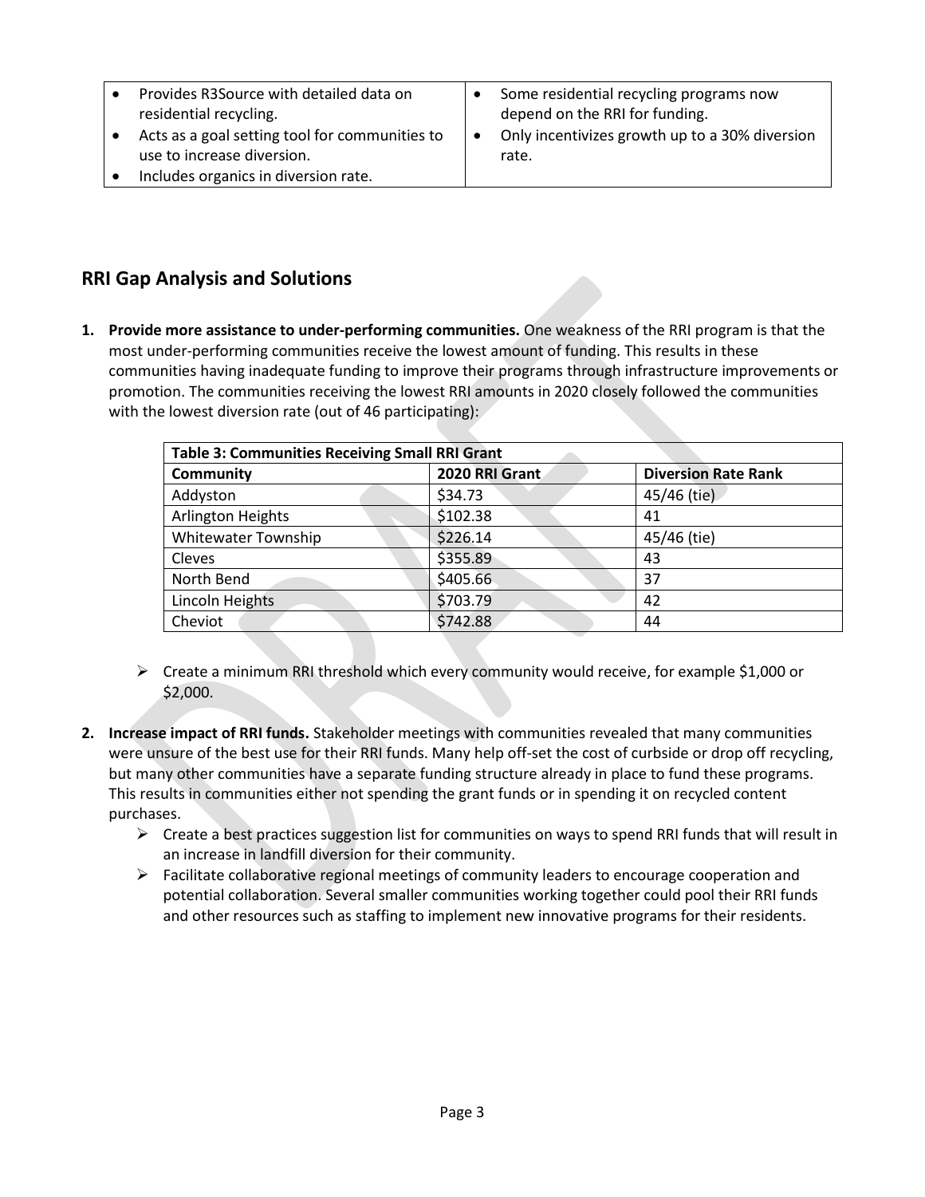| • Provides R3Source with detailed data on residential recycling.<br>• Acts as a goal setting tool for communities to use to increase diversion.<br>• Includes organics in diversion rate. | • Some residential recycling programs now depend on the RRI for funding.<br>• Only incentivizes growth up to a 30% diversion rate. |
|---|---|

## RRI Gap Analysis and Solutions

1. **Provide more assistance to under-performing communities.** One weakness of the RRI program is that the most under-performing communities receive the lowest amount of funding. This results in these communities having inadequate funding to improve their programs through infrastructure improvements or promotion. The communities receiving the lowest RRI amounts in 2020 closely followed the communities with the lowest diversion rate (out of 46 participating):

| **Table 3: Communities Receiving Small RRI Grant** | | |
|---|---|---|
| **Community** | **2020 RRI Grant** | **Diversion Rate Rank** |
| Addyston | $34.73 | 45/46 (tie) |
| Arlington Heights | $102.38 | 41 |
| Whitewater Township | $226.14 | 45/46 (tie) |
| Cleves | $355.89 | 43 |
| North Bend | $405.66 | 37 |
| Lincoln Heights | $703.79 | 42 |
| Cheviot | $742.88 | 44 |

   - Create a minimum RRI threshold which every community would receive, for example $1,000 or $2,000.

2. **Increase impact of RRI funds.** Stakeholder meetings with communities revealed that many communities were unsure of the best use for their RRI funds. Many help off-set the cost of curbside or drop off recycling, but many other communities have a separate funding structure already in place to fund these programs. This results in communities either not spending the grant funds or in spending it on recycled content purchases.
   - Create a best practices suggestion list for communities on ways to spend RRI funds that will result in an increase in landfill diversion for their community.
   - Facilitate collaborative regional meetings of community leaders to encourage cooperation and potential collaboration. Several smaller communities working together could pool their RRI funds and other resources such as staffing to implement new innovative programs for their residents.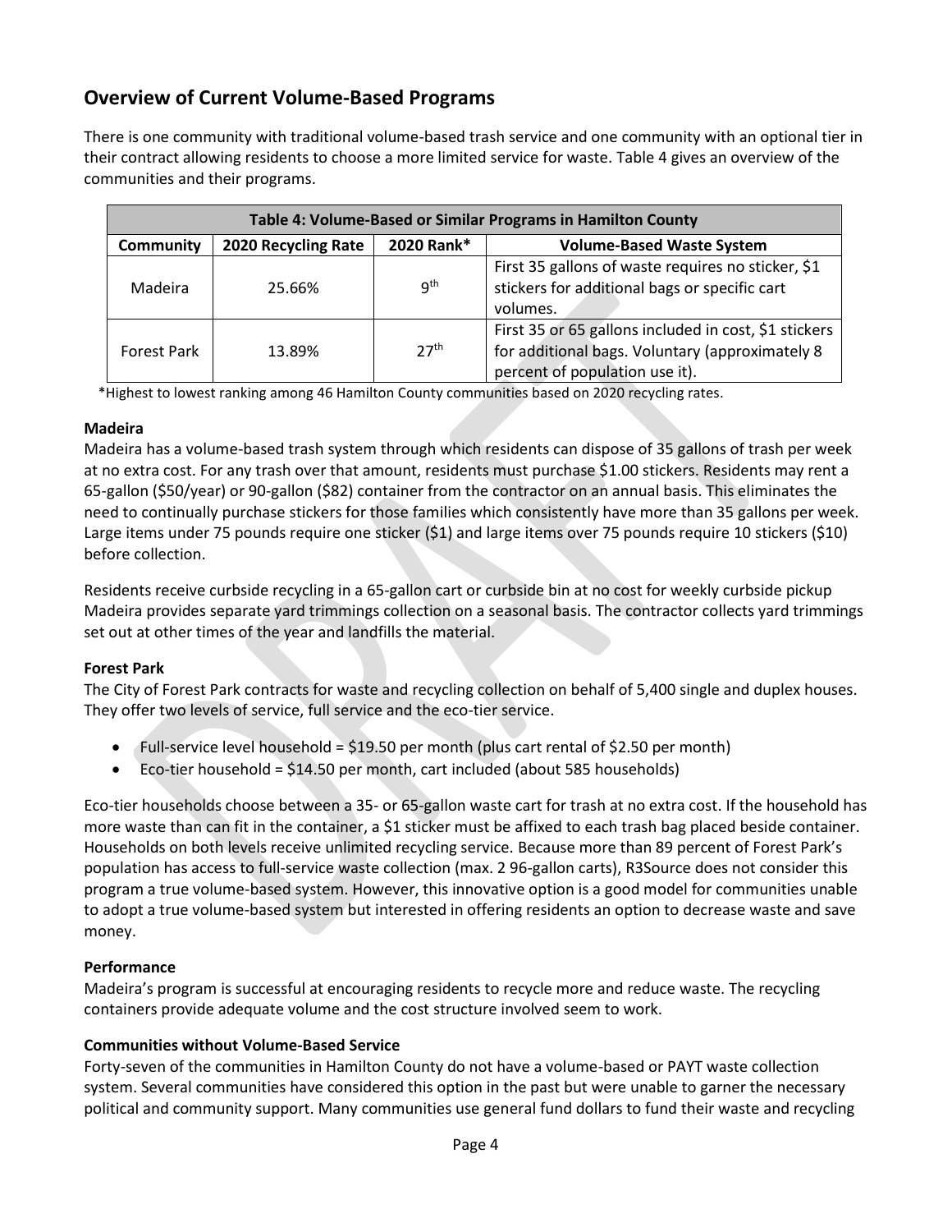## Overview of Current Volume-Based Programs

There is one community with traditional volume-based trash service and one community with an optional tier in their contract allowing residents to choose a more limited service for waste. Table 4 gives an overview of the communities and their programs.

| Table 4: Volume-Based or Similar Programs in Hamilton County | | | |
|---|---|---|---|
| **Community** | **2020 Recycling Rate** | **2020 Rank*** | **Volume-Based Waste System** |
| Madeira | 25.66% | 9th | First 35 gallons of waste requires no sticker, $1 stickers for additional bags or specific cart volumes. |
| Forest Park | 13.89% | 27th | First 35 or 65 gallons included in cost, $1 stickers for additional bags. Voluntary (approximately 8 percent of population use it). |

*Highest to lowest ranking among 46 Hamilton County communities based on 2020 recycling rates.

**Madeira**

Madeira has a volume-based trash system through which residents can dispose of 35 gallons of trash per week at no extra cost. For any trash over that amount, residents must purchase $1.00 stickers. Residents may rent a 65-gallon ($50/year) or 90-gallon ($82) container from the contractor on an annual basis. This eliminates the need to continually purchase stickers for those families which consistently have more than 35 gallons per week. Large items under 75 pounds require one sticker ($1) and large items over 75 pounds require 10 stickers ($10) before collection.

Residents receive curbside recycling in a 65-gallon cart or curbside bin at no cost for weekly curbside pickup Madeira provides separate yard trimmings collection on a seasonal basis. The contractor collects yard trimmings set out at other times of the year and landfills the material.

**Forest Park**

The City of Forest Park contracts for waste and recycling collection on behalf of 5,400 single and duplex houses. They offer two levels of service, full service and the eco-tier service.

- Full-service level household = $19.50 per month (plus cart rental of $2.50 per month)
- Eco-tier household = $14.50 per month, cart included (about 585 households)

Eco-tier households choose between a 35- or 65-gallon waste cart for trash at no extra cost. If the household has more waste than can fit in the container, a $1 sticker must be affixed to each trash bag placed beside container. Households on both levels receive unlimited recycling service. Because more than 89 percent of Forest Park's population has access to full-service waste collection (max. 2 96-gallon carts), R3Source does not consider this program a true volume-based system. However, this innovative option is a good model for communities unable to adopt a true volume-based system but interested in offering residents an option to decrease waste and save money.

**Performance**

Madeira's program is successful at encouraging residents to recycle more and reduce waste. The recycling containers provide adequate volume and the cost structure involved seem to work.

**Communities without Volume-Based Service**

Forty-seven of the communities in Hamilton County do not have a volume-based or PAYT waste collection system. Several communities have considered this option in the past but were unable to garner the necessary political and community support. Many communities use general fund dollars to fund their waste and recycling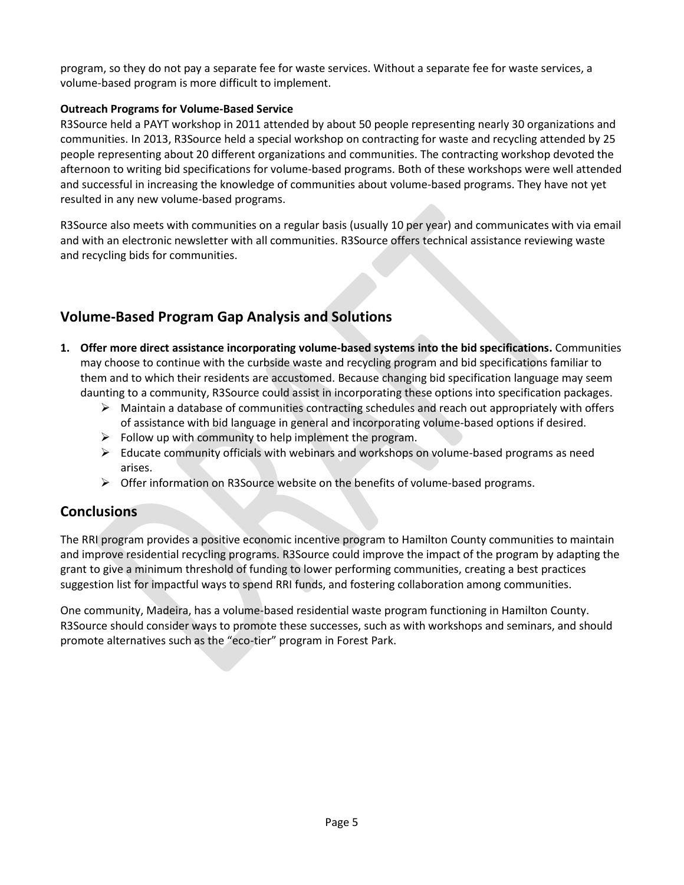program, so they do not pay a separate fee for waste services. Without a separate fee for waste services, a volume-based program is more difficult to implement.

**Outreach Programs for Volume-Based Service**

R3Source held a PAYT workshop in 2011 attended by about 50 people representing nearly 30 organizations and communities. In 2013, R3Source held a special workshop on contracting for waste and recycling attended by 25 people representing about 20 different organizations and communities. The contracting workshop devoted the afternoon to writing bid specifications for volume-based programs. Both of these workshops were well attended and successful in increasing the knowledge of communities about volume-based programs. They have not yet resulted in any new volume-based programs.

R3Source also meets with communities on a regular basis (usually 10 per year) and communicates with via email and with an electronic newsletter with all communities. R3Source offers technical assistance reviewing waste and recycling bids for communities.

## Volume-Based Program Gap Analysis and Solutions

1. **Offer more direct assistance incorporating volume-based systems into the bid specifications.** Communities may choose to continue with the curbside waste and recycling program and bid specifications familiar to them and to which their residents are accustomed. Because changing bid specification language may seem daunting to a community, R3Source could assist in incorporating these options into specification packages.
   - Maintain a database of communities contracting schedules and reach out appropriately with offers of assistance with bid language in general and incorporating volume-based options if desired.
   - Follow up with community to help implement the program.
   - Educate community officials with webinars and workshops on volume-based programs as need arises.
   - Offer information on R3Source website on the benefits of volume-based programs.

## Conclusions

The RRI program provides a positive economic incentive program to Hamilton County communities to maintain and improve residential recycling programs. R3Source could improve the impact of the program by adapting the grant to give a minimum threshold of funding to lower performing communities, creating a best practices suggestion list for impactful ways to spend RRI funds, and fostering collaboration among communities.

One community, Madeira, has a volume-based residential waste program functioning in Hamilton County. R3Source should consider ways to promote these successes, such as with workshops and seminars, and should promote alternatives such as the "eco-tier" program in Forest Park.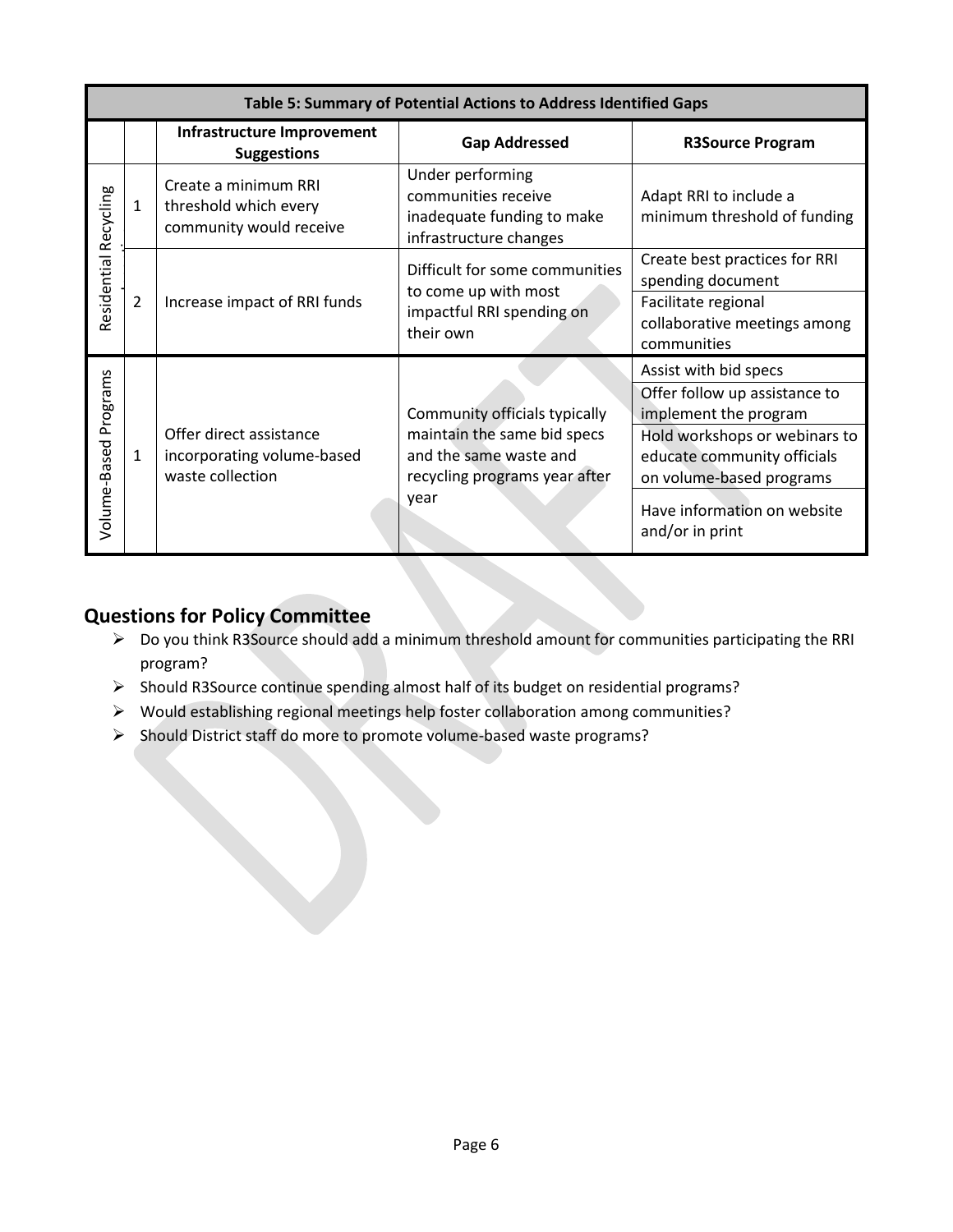| Table 5: Summary of Potential Actions to Address Identified Gaps | | | | |
|---|---|---|---|---|
| | | Infrastructure Improvement Suggestions | Gap Addressed | R3Source Program |
| Residential Recycling | 1 | Create a minimum RRI threshold which every community would receive | Under performing communities receive inadequate funding to make infrastructure changes | Adapt RRI to include a minimum threshold of funding |
| | 2 | Increase impact of RRI funds | Difficult for some communities to come up with most impactful RRI spending on their own | Create best practices for RRI spending document |
| | | | | Facilitate regional collaborative meetings among communities |
| Volume-Based Programs | 1 | Offer direct assistance incorporating volume-based waste collection | Community officials typically maintain the same bid specs and the same waste and recycling programs year after year | Assist with bid specs |
| | | | | Offer follow up assistance to implement the program |
| | | | | Hold workshops or webinars to educate community officials on volume-based programs |
| | | | | Have information on website and/or in print |

## Questions for Policy Committee

- Do you think R3Source should add a minimum threshold amount for communities participating the RRI program?
- Should R3Source continue spending almost half of its budget on residential programs?
- Would establishing regional meetings help foster collaboration among communities?
- Should District staff do more to promote volume-based waste programs?